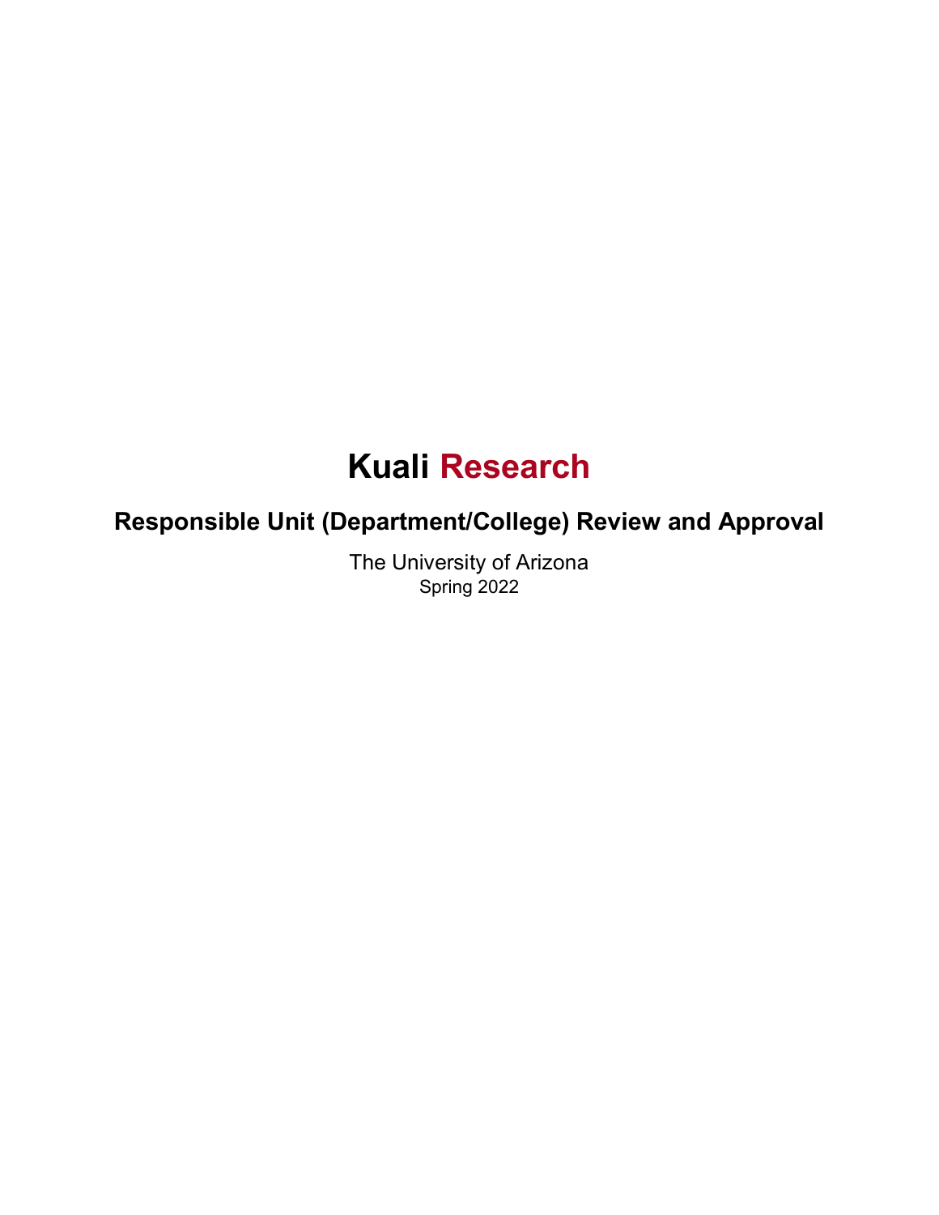# Kuali Research

## Responsible Unit (Department/College) Review and Approval

The University of Arizona

Spring 2022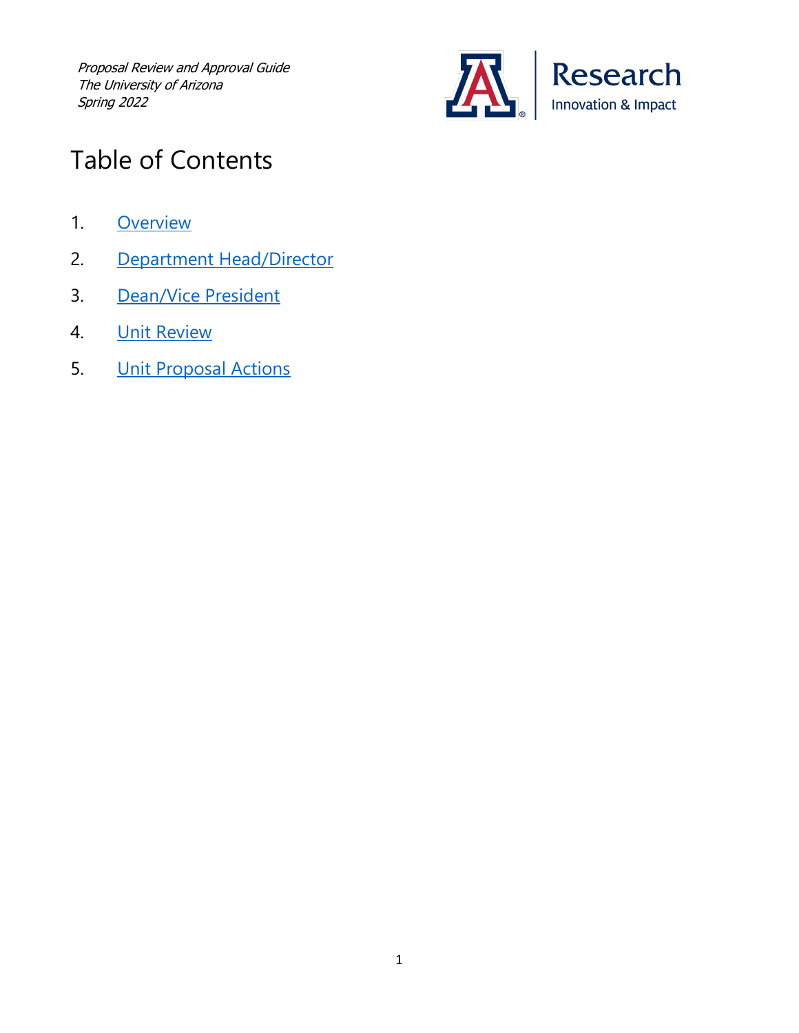*Proposal Review and Approval Guide*
*The University of Arizona*
*Spring 2022*

# Table of Contents

1. [Overview]
2. [Department Head/Director]
3. [Dean/Vice President]
4. [Unit Review]
5. [Unit Proposal Actions]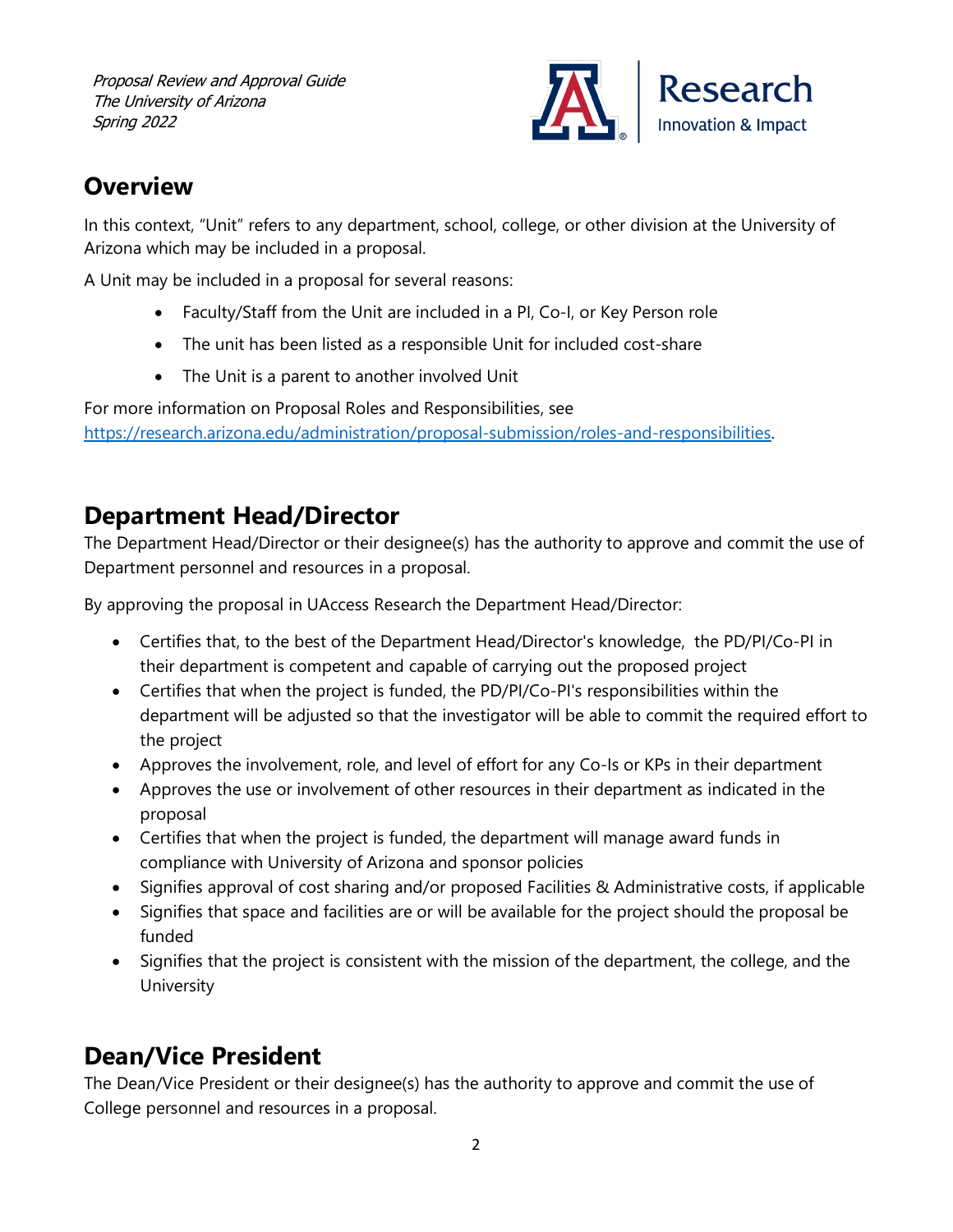## Overview

In this context, "Unit" refers to any department, school, college, or other division at the University of Arizona which may be included in a proposal.

A Unit may be included in a proposal for several reasons:

- Faculty/Staff from the Unit are included in a PI, Co-I, or Key Person role
- The unit has been listed as a responsible Unit for included cost-share
- The Unit is a parent to another involved Unit

For more information on Proposal Roles and Responsibilities, see https://research.arizona.edu/administration/proposal-submission/roles-and-responsibilities.

## Department Head/Director

The Department Head/Director or their designee(s) has the authority to approve and commit the use of Department personnel and resources in a proposal.

By approving the proposal in UAccess Research the Department Head/Director:

- Certifies that, to the best of the Department Head/Director's knowledge, the PD/PI/Co-PI in their department is competent and capable of carrying out the proposed project
- Certifies that when the project is funded, the PD/PI/Co-PI's responsibilities within the department will be adjusted so that the investigator will be able to commit the required effort to the project
- Approves the involvement, role, and level of effort for any Co-Is or KPs in their department
- Approves the use or involvement of other resources in their department as indicated in the proposal
- Certifies that when the project is funded, the department will manage award funds in compliance with University of Arizona and sponsor policies
- Signifies approval of cost sharing and/or proposed Facilities & Administrative costs, if applicable
- Signifies that space and facilities are or will be available for the project should the proposal be funded
- Signifies that the project is consistent with the mission of the department, the college, and the University

## Dean/Vice President

The Dean/Vice President or their designee(s) has the authority to approve and commit the use of College personnel and resources in a proposal.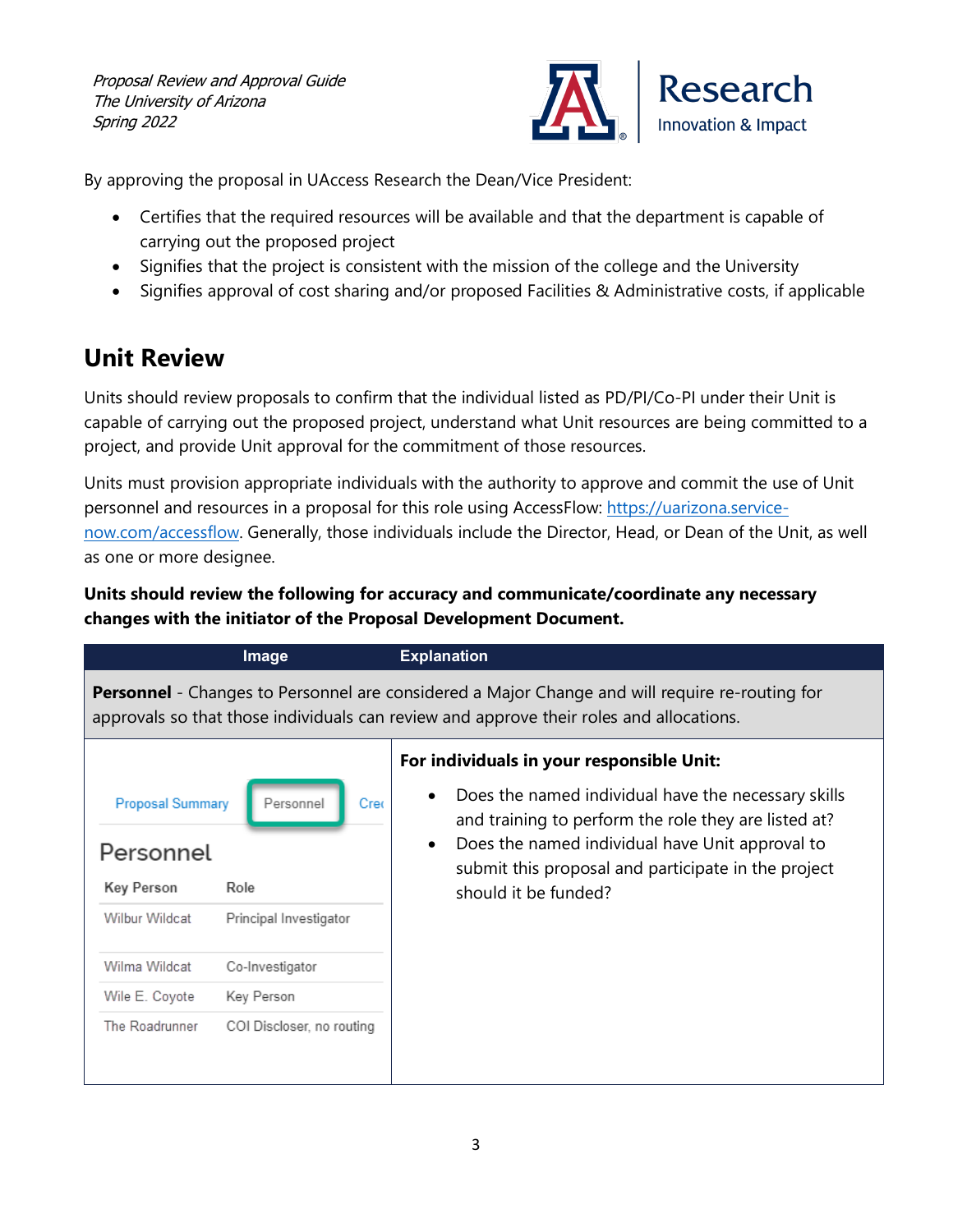By approving the proposal in UAccess Research the Dean/Vice President:

- Certifies that the required resources will be available and that the department is capable of carrying out the proposed project
- Signifies that the project is consistent with the mission of the college and the University
- Signifies approval of cost sharing and/or proposed Facilities & Administrative costs, if applicable

## Unit Review

Units should review proposals to confirm that the individual listed as PD/PI/Co-PI under their Unit is capable of carrying out the proposed project, understand what Unit resources are being committed to a project, and provide Unit approval for the commitment of those resources.

Units must provision appropriate individuals with the authority to approve and commit the use of Unit personnel and resources in a proposal for this role using AccessFlow: https://uarizona.service-now.com/accessflow. Generally, those individuals include the Director, Head, or Dean of the Unit, as well as one or more designee.

**Units should review the following for accuracy and communicate/coordinate any necessary changes with the initiator of the Proposal Development Document.**

| Image | Explanation |
| --- | --- |
| **Personnel** - Changes to Personnel are considered a Major Change and will require re-routing for approvals so that those individuals can review and approve their roles and allocations. | |
| Proposal Summary / Personnel / Cre<br>**Personnel**<br>Key Person — Role<br>Wilbur Wildcat — Principal Investigator<br>Wilma Wildcat — Co-Investigator<br>Wile E. Coyote — Key Person<br>The Roadrunner — COI Discloser, no routing | **For individuals in your responsible Unit:**<br>• Does the named individual have the necessary skills and training to perform the role they are listed at?<br>• Does the named individual have Unit approval to submit this proposal and participate in the project should it be funded? |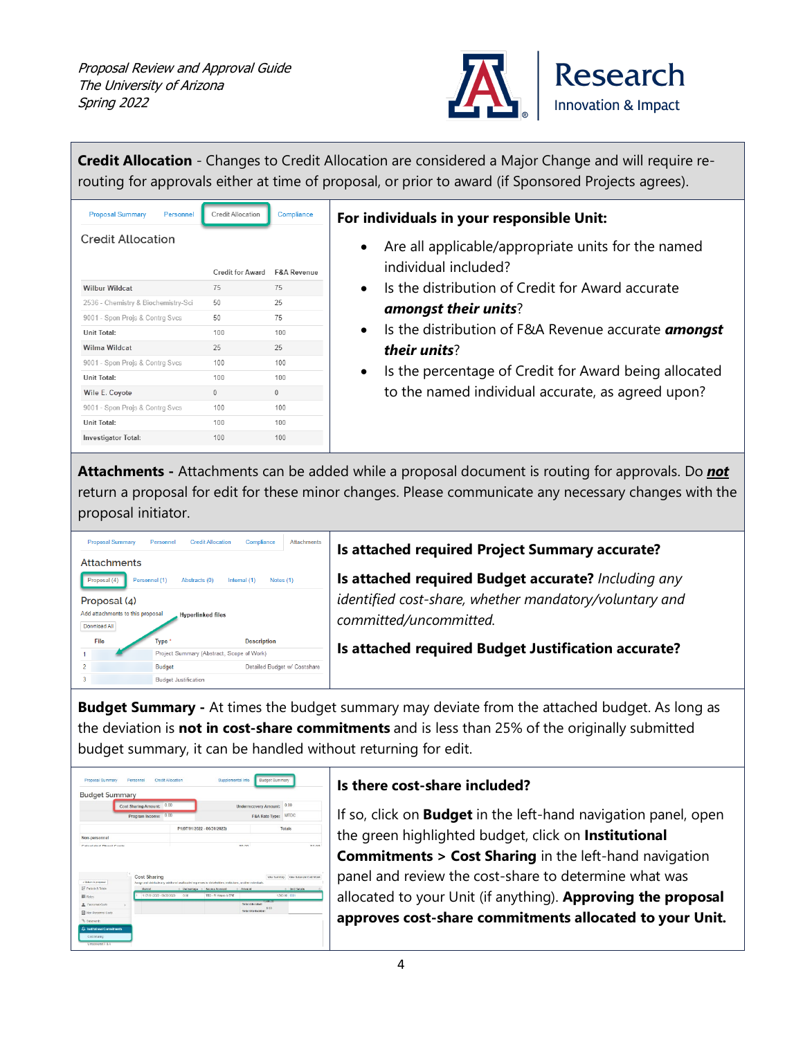**Credit Allocation** - Changes to Credit Allocation are considered a Major Change and will require re-routing for approvals either at time of proposal, or prior to award (if Sponsored Projects agrees).

Proposal Summary | Personnel | Credit Allocation | Compliance

Credit Allocation

| | Credit for Award | F&A Revenue |
|---|---|---|
| Wilbur Wildcat | 75 | 75 |
| 2536 - Chemistry & Biochemistry-Sci | 50 | 25 |
| 9001 - Spon Projs & Contrg Svcs | 50 | 75 |
| Unit Total: | 100 | 100 |
| Wilma Wildcat | 25 | 25 |
| 9001 - Spon Projs & Contrg Svcs | 100 | 100 |
| Unit Total: | 100 | 100 |
| Wile E. Coyote | 0 | 0 |
| 9001 - Spon Projs & Contrg Svcs | 100 | 100 |
| Unit Total: | 100 | 100 |
| Investigator Total: | 100 | 100 |

**For individuals in your responsible Unit:**

- Are all applicable/appropriate units for the named individual included?
- Is the distribution of Credit for Award accurate ***amongst their units***?
- Is the distribution of F&A Revenue accurate ***amongst their units***?
- Is the percentage of Credit for Award being allocated to the named individual accurate, as agreed upon?

**Attachments -** Attachments can be added while a proposal document is routing for approvals. Do ***not*** return a proposal for edit for these minor changes. Please communicate any necessary changes with the proposal initiator.

Proposal Summary | Personnel | Credit Allocation | Compliance | Attachments

Attachments

Proposal (4) | Personnel (1) | Abstracts (0) | Internal (1) | Notes (1)

Proposal (4)

Add attachments to this proposal — Hyperlinked files

Download All

| | File | Type * | Description |
|---|---|---|---|
| 1 | | Project Summary (Abstract, Scope of Work) | |
| 2 | | Budget | Detailed Budget w/ Costshare |
| 3 | | Budget Justification | |

**Is attached required Project Summary accurate?**

**Is attached required Budget accurate?** *Including any identified cost-share, whether mandatory/voluntary and committed/uncommitted.*

**Is attached required Budget Justification accurate?**

**Budget Summary -** At times the budget summary may deviate from the attached budget. As long as the deviation is **not in cost-share commitments** and is less than 25% of the originally submitted budget summary, it can be handled without returning for edit.

**Is there cost-share included?**

If so, click on **Budget** in the left-hand navigation panel, open the green highlighted budget, click on **Institutional Commitments > Cost Sharing** in the left-hand navigation panel and review the cost-share to determine what was allocated to your Unit (if anything). **Approving the proposal approves cost-share commitments allocated to your Unit.**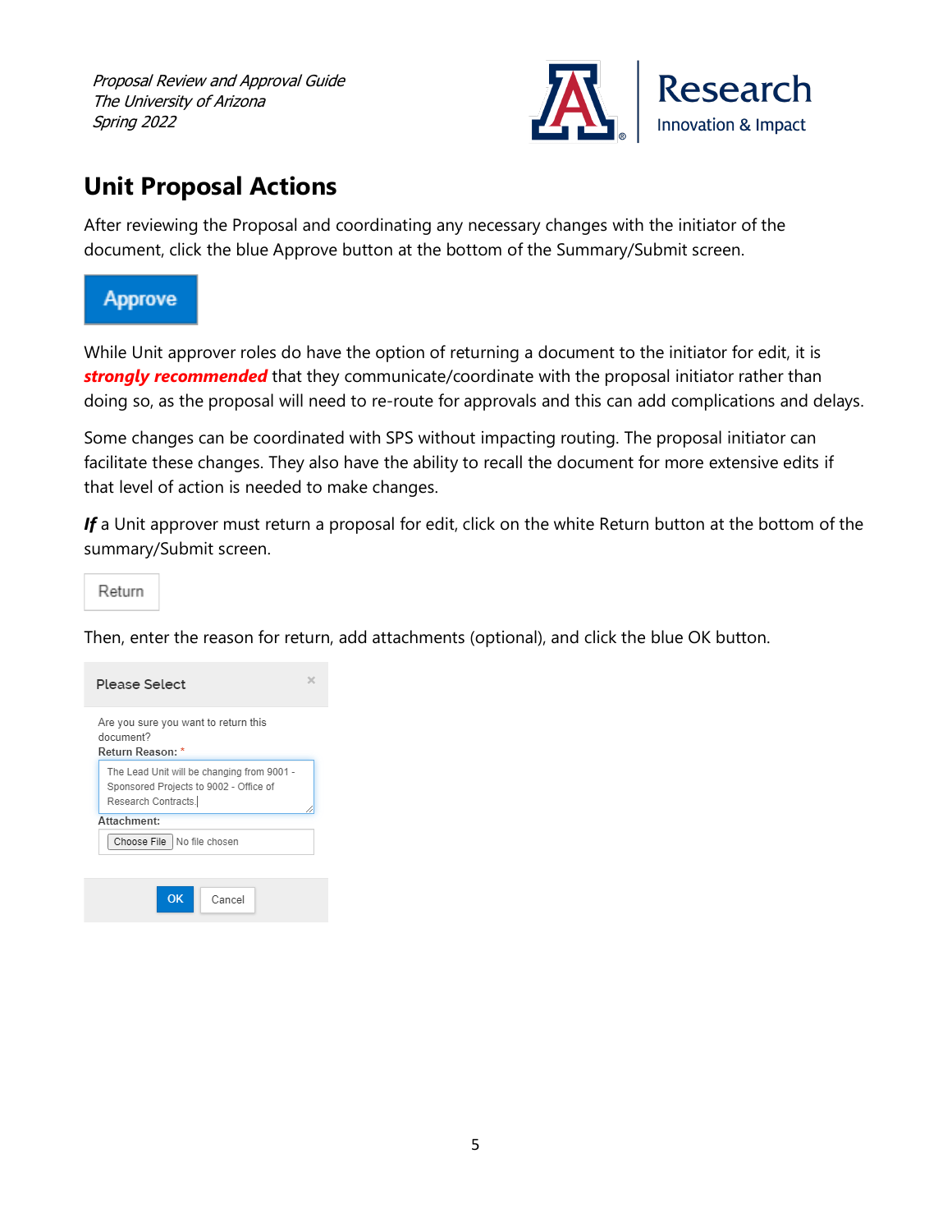## Unit Proposal Actions

After reviewing the Proposal and coordinating any necessary changes with the initiator of the document, click the blue Approve button at the bottom of the Summary/Submit screen.

Approve

While Unit approver roles do have the option of returning a document to the initiator for edit, it is ***strongly recommended*** that they communicate/coordinate with the proposal initiator rather than doing so, as the proposal will need to re-route for approvals and this can add complications and delays.

Some changes can be coordinated with SPS without impacting routing. The proposal initiator can facilitate these changes. They also have the ability to recall the document for more extensive edits if that level of action is needed to make changes.

***If*** a Unit approver must return a proposal for edit, click on the white Return button at the bottom of the summary/Submit screen.

Return

Then, enter the reason for return, add attachments (optional), and click the blue OK button.

Please Select

Are you sure you want to return this document?

**Return Reason:** *

The Lead Unit will be changing from 9001 - Sponsored Projects to 9002 - Office of Research Contracts.

**Attachment:**

Choose File No file chosen

OK Cancel